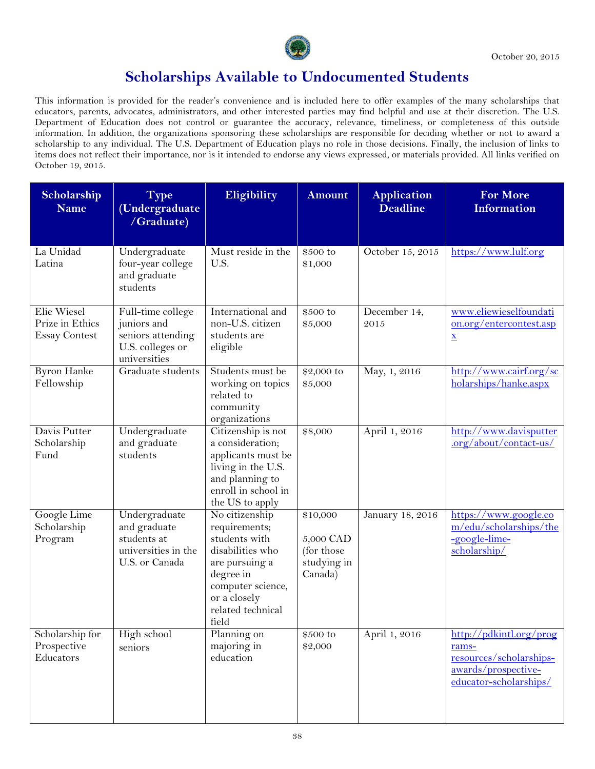October 20, 2015

# Scholarships Available to Undocumented Students

This information is provided for the reader's convenience and is included here to offer examples of the many scholarships that educators, parents, advocates, administrators, and other interested parties may find helpful and use at their discretion. The U.S. Department of Education does not control or guarantee the accuracy, relevance, timeliness, or completeness of this outside information. In addition, the organizations sponsoring these scholarships are responsible for deciding whether or not to award a scholarship to any individual. The U.S. Department of Education plays no role in those decisions. Finally, the inclusion of links to items does not reflect their importance, nor is it intended to endorse any views expressed, or materials provided. All links verified on October 19, 2015.

| Scholarship Name | Type (Undergraduate /Graduate) | Eligibility | Amount | Application Deadline | For More Information |
|---|---|---|---|---|---|
| La Unidad Latina | Undergraduate four-year college and graduate students | Must reside in the U.S. | $500 to $1,000 | October 15, 2015 | https://www.lulf.org |
| Elie Wiesel Prize in Ethics Essay Contest | Full-time college juniors and seniors attending U.S. colleges or universities | International and non-U.S. citizen students are eligible | $500 to $5,000 | December 14, 2015 | www.eliewieselfoundation.org/entercontest.aspx |
| Byron Hanke Fellowship | Graduate students | Students must be working on topics related to community organizations | $2,000 to $5,000 | May, 1, 2016 | http://www.cairf.org/scholarships/hanke.aspx |
| Davis Putter Scholarship Fund | Undergraduate and graduate students | Citizenship is not a consideration; applicants must be living in the U.S. and planning to enroll in school in the US to apply | $8,000 | April 1, 2016 | http://www.davisputter.org/about/contact-us/ |
| Google Lime Scholarship Program | Undergraduate and graduate students at universities in the U.S. or Canada | No citizenship requirements; students with disabilities who are pursuing a degree in computer science, or a closely related technical field | $10,000 5,000 CAD (for those studying in Canada) | January 18, 2016 | https://www.google.com/edu/scholarships/the-google-lime-scholarship/ |
| Scholarship for Prospective Educators | High school seniors | Planning on majoring in education | $500 to $2,000 | April 1, 2016 | http://pdkintl.org/programs-resources/scholarships-awards/prospective-educator-scholarships/ |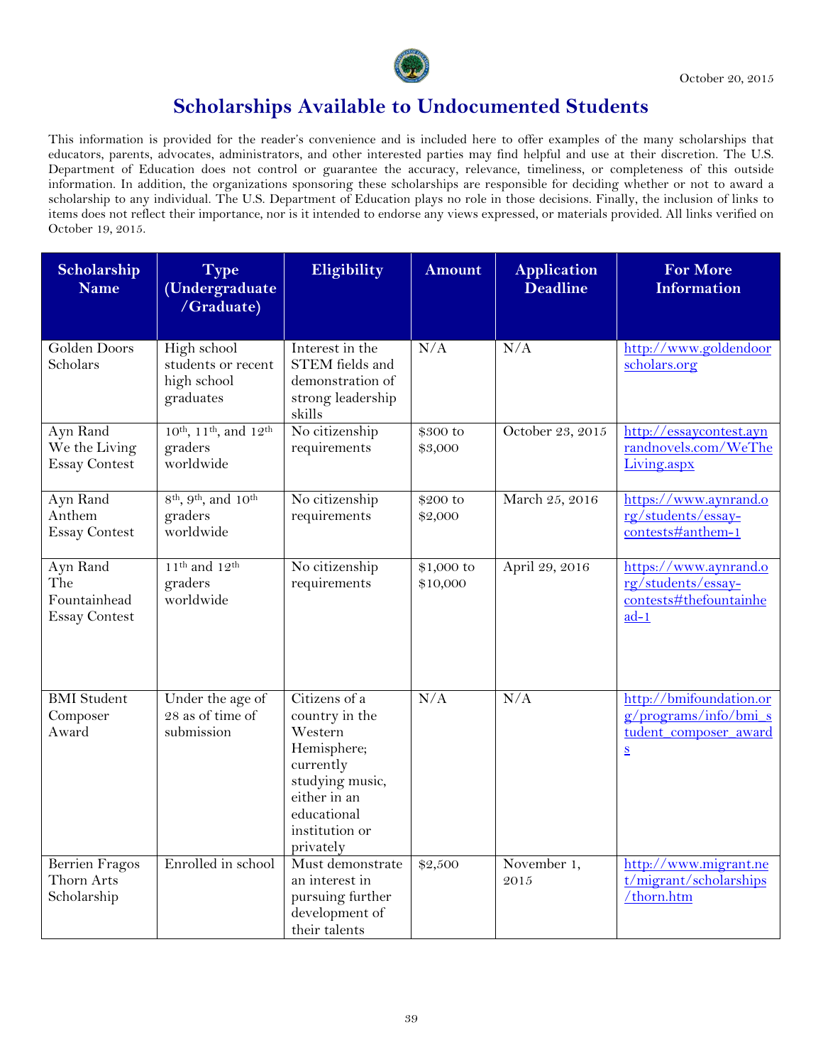October 20, 2015

# Scholarships Available to Undocumented Students

This information is provided for the reader's convenience and is included here to offer examples of the many scholarships that educators, parents, advocates, administrators, and other interested parties may find helpful and use at their discretion. The U.S. Department of Education does not control or guarantee the accuracy, relevance, timeliness, or completeness of this outside information. In addition, the organizations sponsoring these scholarships are responsible for deciding whether or not to award a scholarship to any individual. The U.S. Department of Education plays no role in those decisions. Finally, the inclusion of links to items does not reflect their importance, nor is it intended to endorse any views expressed, or materials provided. All links verified on October 19, 2015.

| Scholarship Name | Type (Undergraduate /Graduate) | Eligibility | Amount | Application Deadline | For More Information |
|---|---|---|---|---|---|
| Golden Doors Scholars | High school students or recent high school graduates | Interest in the STEM fields and demonstration of strong leadership skills | N/A | N/A | http://www.goldendoorscholars.org |
| Ayn Rand We the Living Essay Contest | 10th, 11th, and 12th graders worldwide | No citizenship requirements | $300 to $3,000 | October 23, 2015 | http://essaycontest.aynrandnovels.com/WeTheLiving.aspx |
| Ayn Rand Anthem Essay Contest | 8th, 9th, and 10th graders worldwide | No citizenship requirements | $200 to $2,000 | March 25, 2016 | https://www.aynrand.org/students/essay-contests#anthem-1 |
| Ayn Rand The Fountainhead Essay Contest | 11th and 12th graders worldwide | No citizenship requirements | $1,000 to $10,000 | April 29, 2016 | https://www.aynrand.org/students/essay-contests#thefountainhead-1 |
| BMI Student Composer Award | Under the age of 28 as of time of submission | Citizens of a country in the Western Hemisphere; currently studying music, either in an educational institution or privately | N/A | N/A | http://bmifoundation.org/programs/info/bmi_student_composer_awards |
| Berrien Fragos Thorn Arts Scholarship | Enrolled in school | Must demonstrate an interest in pursuing further development of their talents | $2,500 | November 1, 2015 | http://www.migrant.net/migrant/scholarships/thorn.htm |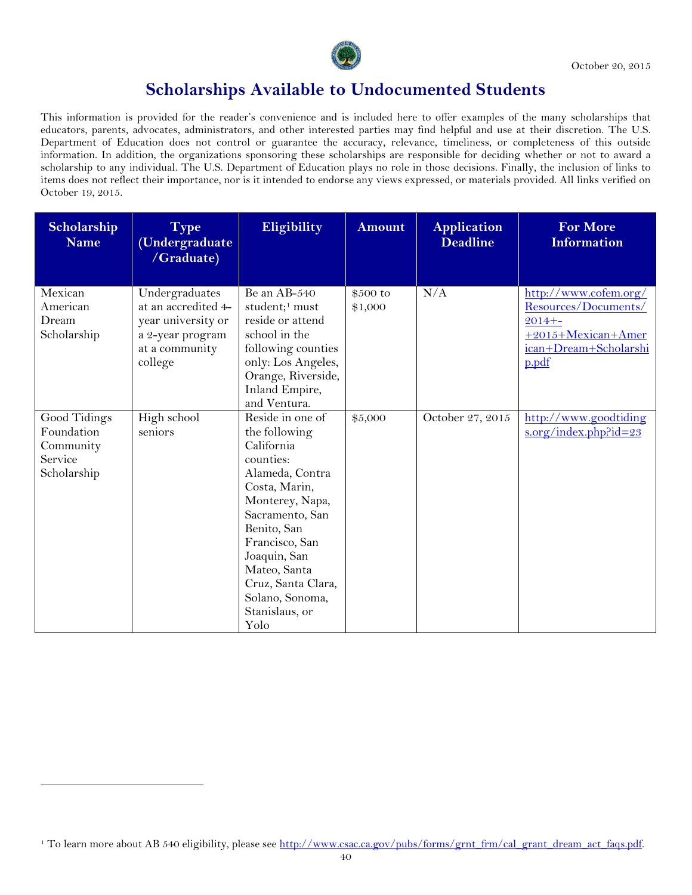October 20, 2015

# Scholarships Available to Undocumented Students

This information is provided for the reader's convenience and is included here to offer examples of the many scholarships that educators, parents, advocates, administrators, and other interested parties may find helpful and use at their discretion. The U.S. Department of Education does not control or guarantee the accuracy, relevance, timeliness, or completeness of this outside information. In addition, the organizations sponsoring these scholarships are responsible for deciding whether or not to award a scholarship to any individual. The U.S. Department of Education plays no role in those decisions. Finally, the inclusion of links to items does not reflect their importance, nor is it intended to endorse any views expressed, or materials provided. All links verified on October 19, 2015.

| Scholarship Name | Type (Undergraduate /Graduate) | Eligibility | Amount | Application Deadline | For More Information |
|---|---|---|---|---|---|
| Mexican American Dream Scholarship | Undergraduates at an accredited 4-year university or a 2-year program at a community college | Be an AB-540 student;[1] must reside or attend school in the following counties only: Los Angeles, Orange, Riverside, Inland Empire, and Ventura. | $500 to $1,000 | N/A | http://www.cofem.org/Resources/Documents/2014+-+2015+Mexican+American+Dream+Scholarship.pdf |
| Good Tidings Foundation Community Service Scholarship | High school seniors | Reside in one of the following California counties: Alameda, Contra Costa, Marin, Monterey, Napa, Sacramento, San Benito, San Francisco, San Joaquin, San Mateo, Santa Cruz, Santa Clara, Solano, Sonoma, Stanislaus, or Yolo | $5,000 | October 27, 2015 | http://www.goodtidings.org/index.php?id=23 |

[1] To learn more about AB 540 eligibility, please see http://www.csac.ca.gov/pubs/forms/grnt_frm/cal_grant_dream_act_faqs.pdf.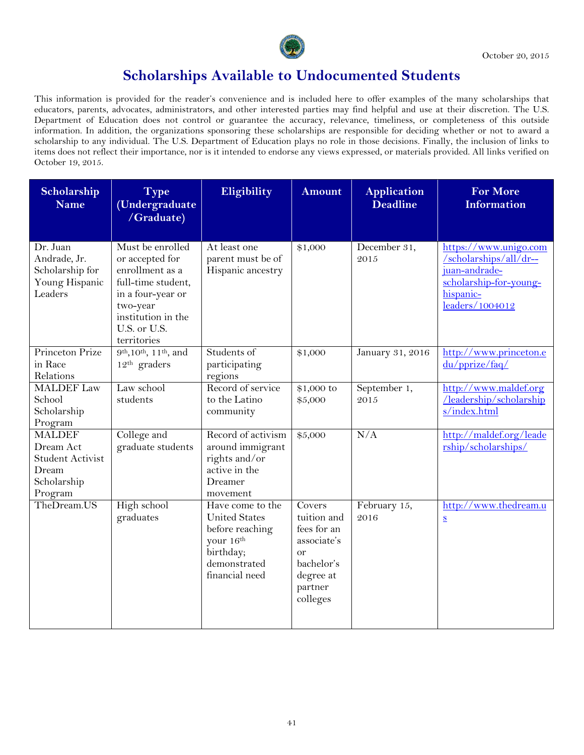October 20, 2015

# Scholarships Available to Undocumented Students

This information is provided for the reader's convenience and is included here to offer examples of the many scholarships that educators, parents, advocates, administrators, and other interested parties may find helpful and use at their discretion. The U.S. Department of Education does not control or guarantee the accuracy, relevance, timeliness, or completeness of this outside information. In addition, the organizations sponsoring these scholarships are responsible for deciding whether or not to award a scholarship to any individual. The U.S. Department of Education plays no role in those decisions. Finally, the inclusion of links to items does not reflect their importance, nor is it intended to endorse any views expressed, or materials provided. All links verified on October 19, 2015.

| Scholarship Name | Type (Undergraduate /Graduate) | Eligibility | Amount | Application Deadline | For More Information |
|---|---|---|---|---|---|
| Dr. Juan Andrade, Jr. Scholarship for Young Hispanic Leaders | Must be enrolled or accepted for enrollment as a full-time student, in a four-year or two-year institution in the U.S. or U.S. territories | At least one parent must be of Hispanic ancestry | $1,000 | December 31, 2015 | https://www.unigo.com/scholarships/all/dr--juan-andrade-scholarship-for-young-hispanic-leaders/1004012 |
| Princeton Prize in Race Relations | 9th, 10th, 11th, and 12th graders | Students of participating regions | $1,000 | January 31, 2016 | http://www.princeton.edu/pprize/faq/ |
| MALDEF Law School Scholarship Program | Law school students | Record of service to the Latino community | $1,000 to $5,000 | September 1, 2015 | http://www.maldef.org/leadership/scholarships/index.html |
| MALDEF Dream Act Student Activist Dream Scholarship Program | College and graduate students | Record of activism around immigrant rights and/or active in the Dreamer movement | $5,000 | N/A | http://maldef.org/leadership/scholarships/ |
| TheDream.US | High school graduates | Have come to the United States before reaching your 16th birthday; demonstrated financial need | Covers tuition and fees for an associate's or bachelor's degree at partner colleges | February 15, 2016 | http://www.thedream.us |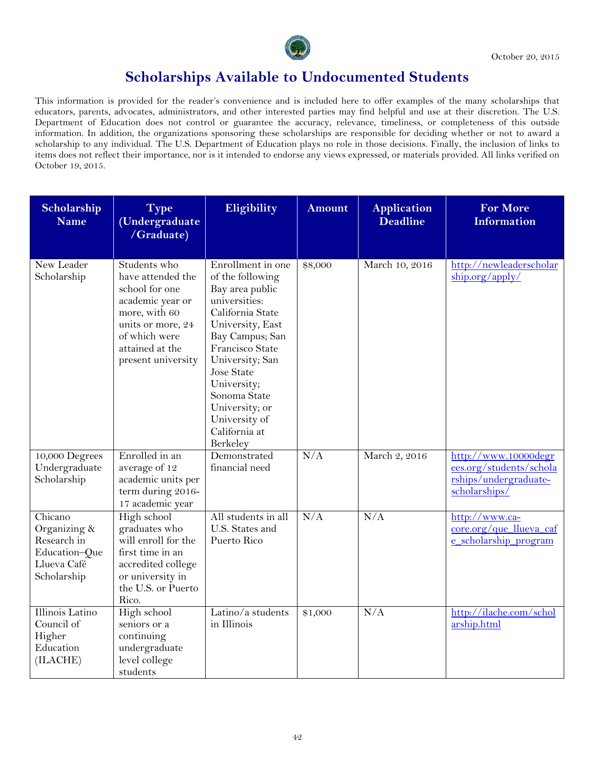October 20, 2015

# Scholarships Available to Undocumented Students

This information is provided for the reader's convenience and is included here to offer examples of the many scholarships that educators, parents, advocates, administrators, and other interested parties may find helpful and use at their discretion. The U.S. Department of Education does not control or guarantee the accuracy, relevance, timeliness, or completeness of this outside information. In addition, the organizations sponsoring these scholarships are responsible for deciding whether or not to award a scholarship to any individual. The U.S. Department of Education plays no role in those decisions. Finally, the inclusion of links to items does not reflect their importance, nor is it intended to endorse any views expressed, or materials provided. All links verified on October 19, 2015.

| Scholarship Name | Type (Undergraduate /Graduate) | Eligibility | Amount | Application Deadline | For More Information |
|---|---|---|---|---|---|
| New Leader Scholarship | Students who have attended the school for one academic year or more, with 60 units or more, 24 of which were attained at the present university | Enrollment in one of the following Bay area public universities: California State University, East Bay Campus; San Francisco State University; San Jose State University; Sonoma State University; or University of California at Berkeley | $8,000 | March 10, 2016 | http://newleaderscholarship.org/apply/ |
| 10,000 Degrees Undergraduate Scholarship | Enrolled in an average of 12 academic units per term during 2016-17 academic year | Demonstrated financial need | N/A | March 2, 2016 | http://www.10000degrees.org/students/scholarships/undergraduate-scholarships/ |
| Chicano Organizing & Research in Education–Que Llueva Café Scholarship | High school graduates who will enroll for the first time in an accredited college or university in the U.S. or Puerto Rico. | All students in all U.S. States and Puerto Rico | N/A | N/A | http://www.ca-core.org/que_llueva_cafe_scholarship_program |
| Illinois Latino Council of Higher Education (ILACHE) | High school seniors or a continuing undergraduate level college students | Latino/a students in Illinois | $1,000 | N/A | http://ilache.com/scholarship.html |